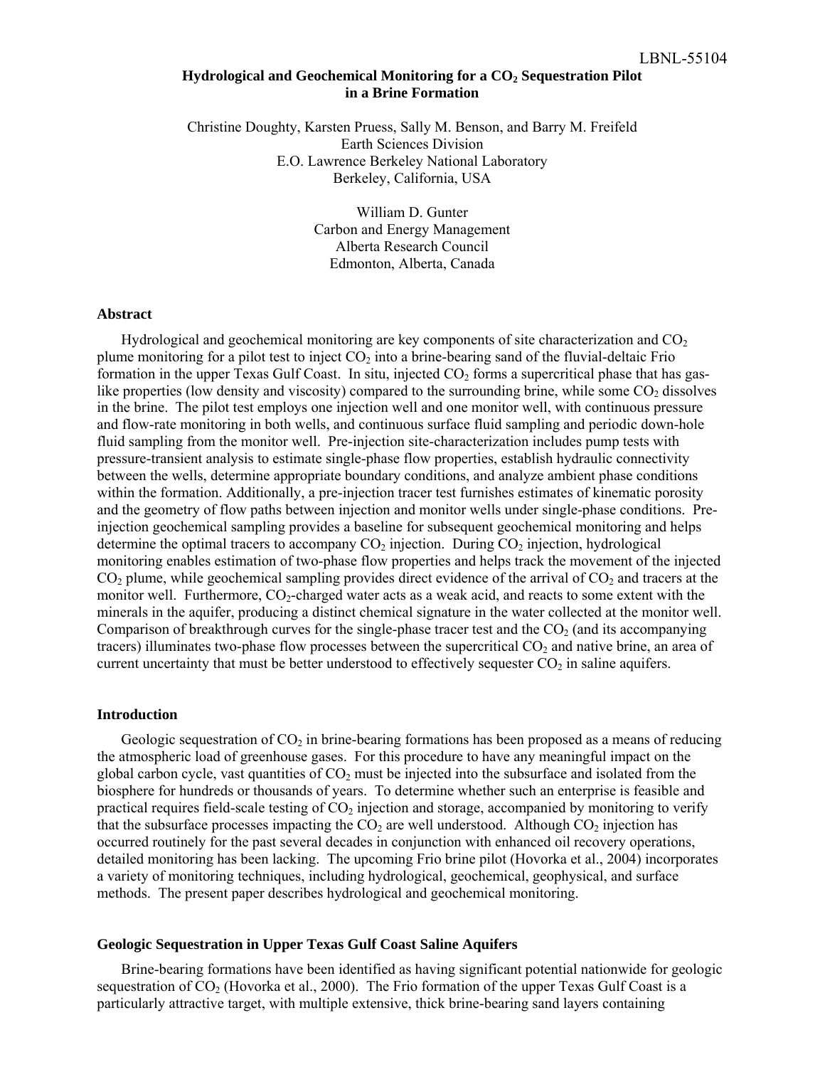LBNL-55104

# Hydrological and Geochemical Monitoring for a $CO_2$ Sequestration Pilot in a Brine Formation

Christine Doughty, Karsten Pruess, Sally M. Benson, and Barry M. Freifeld
Earth Sciences Division
E.O. Lawrence Berkeley National Laboratory
Berkeley, California, USA

William D. Gunter
Carbon and Energy Management
Alberta Research Council
Edmonton, Alberta, Canada

## Abstract

Hydrological and geochemical monitoring are key components of site characterization and $CO_2$ plume monitoring for a pilot test to inject $CO_2$ into a brine-bearing sand of the fluvial-deltaic Frio formation in the upper Texas Gulf Coast. In situ, injected $CO_2$ forms a supercritical phase that has gas-like properties (low density and viscosity) compared to the surrounding brine, while some $CO_2$ dissolves in the brine. The pilot test employs one injection well and one monitor well, with continuous pressure and flow-rate monitoring in both wells, and continuous surface fluid sampling and periodic down-hole fluid sampling from the monitor well. Pre-injection site-characterization includes pump tests with pressure-transient analysis to estimate single-phase flow properties, establish hydraulic connectivity between the wells, determine appropriate boundary conditions, and analyze ambient phase conditions within the formation. Additionally, a pre-injection tracer test furnishes estimates of kinematic porosity and the geometry of flow paths between injection and monitor wells under single-phase conditions. Pre-injection geochemical sampling provides a baseline for subsequent geochemical monitoring and helps determine the optimal tracers to accompany $CO_2$ injection. During $CO_2$ injection, hydrological monitoring enables estimation of two-phase flow properties and helps track the movement of the injected $CO_2$ plume, while geochemical sampling provides direct evidence of the arrival of $CO_2$ and tracers at the monitor well. Furthermore, $CO_2$-charged water acts as a weak acid, and reacts to some extent with the minerals in the aquifer, producing a distinct chemical signature in the water collected at the monitor well. Comparison of breakthrough curves for the single-phase tracer test and the $CO_2$ (and its accompanying tracers) illuminates two-phase flow processes between the supercritical $CO_2$ and native brine, an area of current uncertainty that must be better understood to effectively sequester $CO_2$ in saline aquifers.

## Introduction

Geologic sequestration of $CO_2$ in brine-bearing formations has been proposed as a means of reducing the atmospheric load of greenhouse gases. For this procedure to have any meaningful impact on the global carbon cycle, vast quantities of $CO_2$ must be injected into the subsurface and isolated from the biosphere for hundreds or thousands of years. To determine whether such an enterprise is feasible and practical requires field-scale testing of $CO_2$ injection and storage, accompanied by monitoring to verify that the subsurface processes impacting the $CO_2$ are well understood. Although $CO_2$ injection has occurred routinely for the past several decades in conjunction with enhanced oil recovery operations, detailed monitoring has been lacking. The upcoming Frio brine pilot (Hovorka et al., 2004) incorporates a variety of monitoring techniques, including hydrological, geochemical, geophysical, and surface methods. The present paper describes hydrological and geochemical monitoring.

## Geologic Sequestration in Upper Texas Gulf Coast Saline Aquifers

Brine-bearing formations have been identified as having significant potential nationwide for geologic sequestration of $CO_2$ (Hovorka et al., 2000). The Frio formation of the upper Texas Gulf Coast is a particularly attractive target, with multiple extensive, thick brine-bearing sand layers containing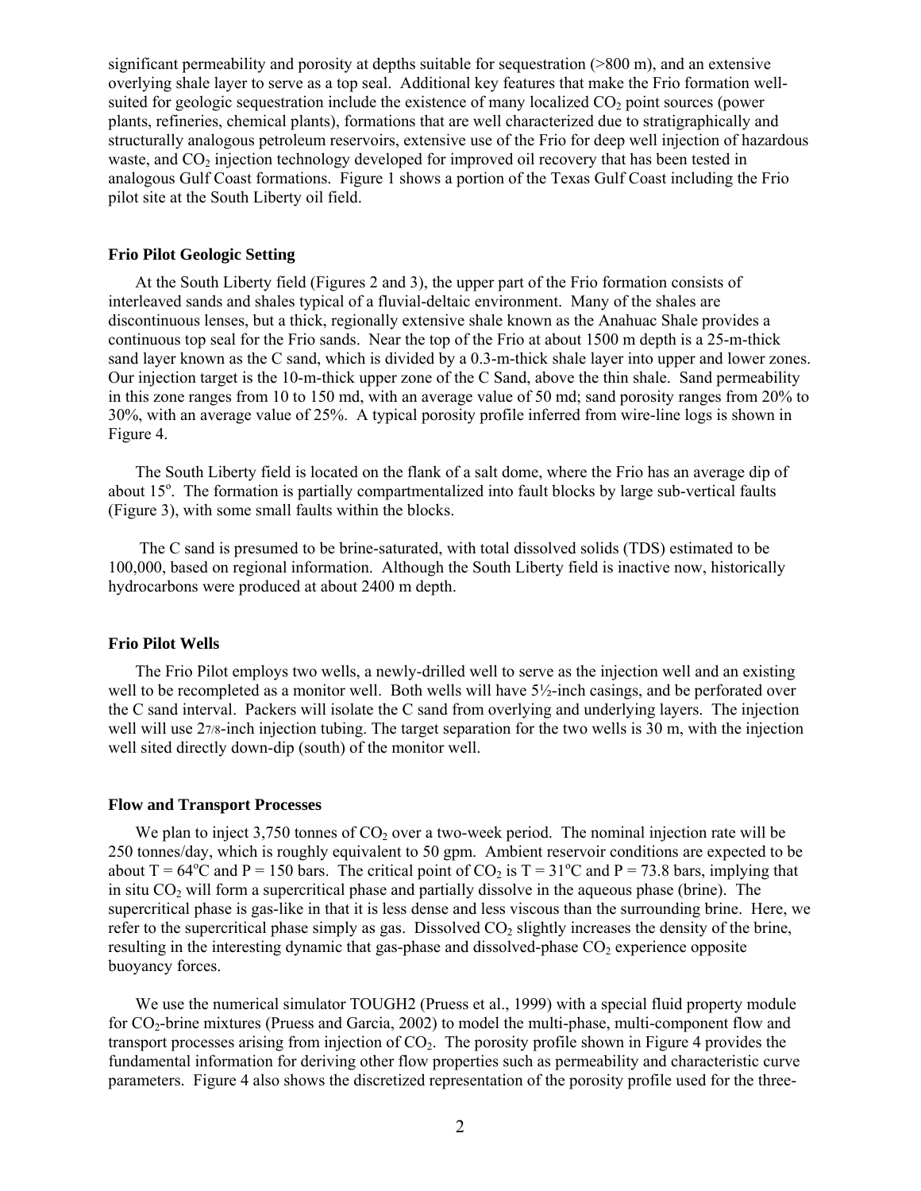significant permeability and porosity at depths suitable for sequestration (>800 m), and an extensive overlying shale layer to serve as a top seal. Additional key features that make the Frio formation well-suited for geologic sequestration include the existence of many localized $CO_2$ point sources (power plants, refineries, chemical plants), formations that are well characterized due to stratigraphically and structurally analogous petroleum reservoirs, extensive use of the Frio for deep well injection of hazardous waste, and $CO_2$ injection technology developed for improved oil recovery that has been tested in analogous Gulf Coast formations. Figure 1 shows a portion of the Texas Gulf Coast including the Frio pilot site at the South Liberty oil field.

### Frio Pilot Geologic Setting

At the South Liberty field (Figures 2 and 3), the upper part of the Frio formation consists of interleaved sands and shales typical of a fluvial-deltaic environment. Many of the shales are discontinuous lenses, but a thick, regionally extensive shale known as the Anahuac Shale provides a continuous top seal for the Frio sands. Near the top of the Frio at about 1500 m depth is a 25-m-thick sand layer known as the C sand, which is divided by a 0.3-m-thick shale layer into upper and lower zones. Our injection target is the 10-m-thick upper zone of the C Sand, above the thin shale. Sand permeability in this zone ranges from 10 to 150 md, with an average value of 50 md; sand porosity ranges from 20% to 30%, with an average value of 25%. A typical porosity profile inferred from wire-line logs is shown in Figure 4.

The South Liberty field is located on the flank of a salt dome, where the Frio has an average dip of about 15$^{o}$. The formation is partially compartmentalized into fault blocks by large sub-vertical faults (Figure 3), with some small faults within the blocks.

The C sand is presumed to be brine-saturated, with total dissolved solids (TDS) estimated to be 100,000, based on regional information. Although the South Liberty field is inactive now, historically hydrocarbons were produced at about 2400 m depth.

### Frio Pilot Wells

The Frio Pilot employs two wells, a newly-drilled well to serve as the injection well and an existing well to be recompleted as a monitor well. Both wells will have 5½-inch casings, and be perforated over the C sand interval. Packers will isolate the C sand from overlying and underlying layers. The injection well will use 2⅞-inch injection tubing. The target separation for the two wells is 30 m, with the injection well sited directly down-dip (south) of the monitor well.

### Flow and Transport Processes

We plan to inject 3,750 tonnes of $CO_2$ over a two-week period. The nominal injection rate will be 250 tonnes/day, which is roughly equivalent to 50 gpm. Ambient reservoir conditions are expected to be about T = 64$^{o}$C and P = 150 bars. The critical point of $CO_2$ is T = 31$^{o}$C and P = 73.8 bars, implying that in situ $CO_2$ will form a supercritical phase and partially dissolve in the aqueous phase (brine). The supercritical phase is gas-like in that it is less dense and less viscous than the surrounding brine. Here, we refer to the supercritical phase simply as gas. Dissolved $CO_2$ slightly increases the density of the brine, resulting in the interesting dynamic that gas-phase and dissolved-phase $CO_2$ experience opposite buoyancy forces.

We use the numerical simulator TOUGH2 (Pruess et al., 1999) with a special fluid property module for $CO_2$-brine mixtures (Pruess and Garcia, 2002) to model the multi-phase, multi-component flow and transport processes arising from injection of $CO_2$. The porosity profile shown in Figure 4 provides the fundamental information for deriving other flow properties such as permeability and characteristic curve parameters. Figure 4 also shows the discretized representation of the porosity profile used for the three-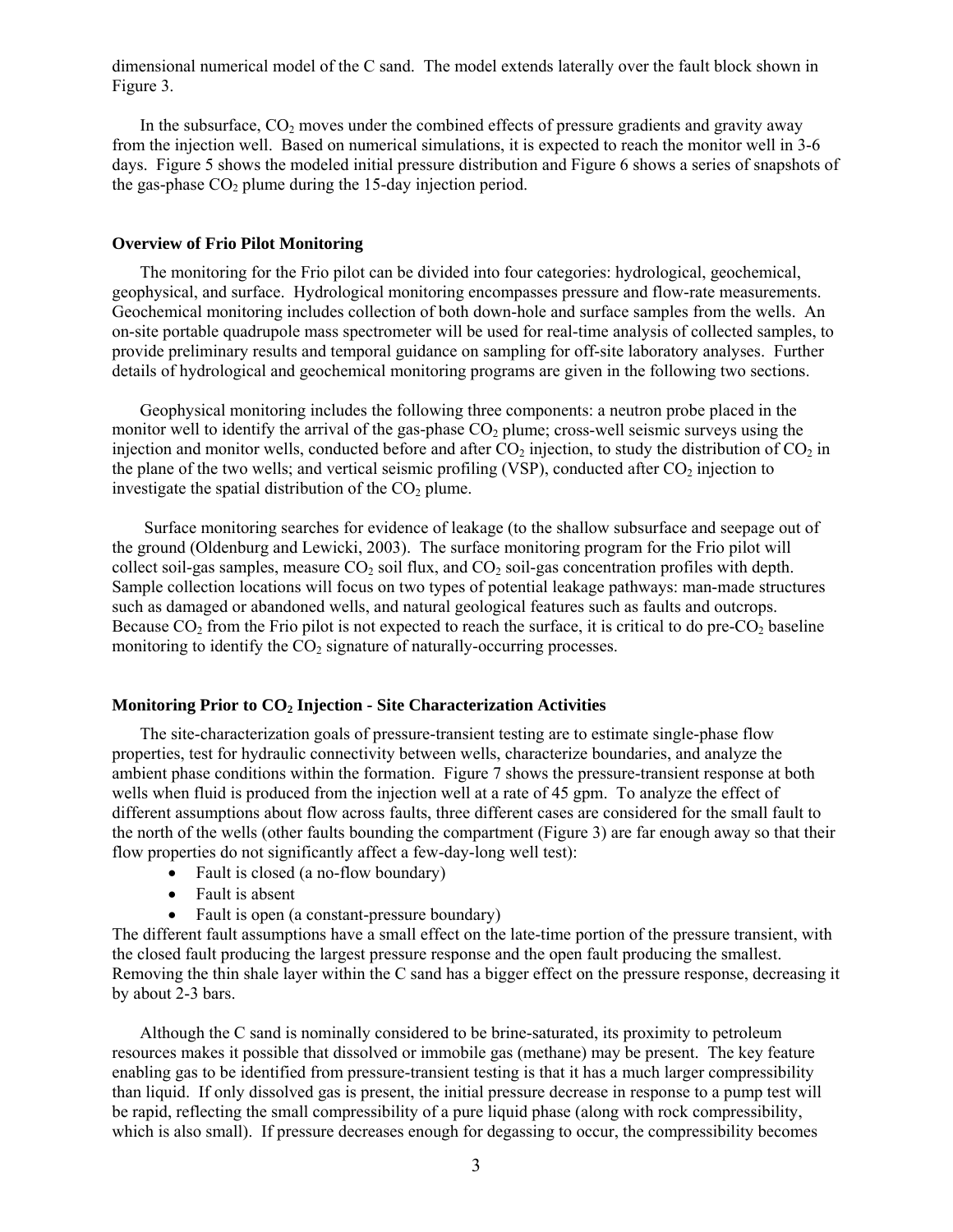dimensional numerical model of the C sand. The model extends laterally over the fault block shown in Figure 3.

In the subsurface, $CO_2$ moves under the combined effects of pressure gradients and gravity away from the injection well. Based on numerical simulations, it is expected to reach the monitor well in 3-6 days. Figure 5 shows the modeled initial pressure distribution and Figure 6 shows a series of snapshots of the gas-phase $CO_2$ plume during the 15-day injection period.

### Overview of Frio Pilot Monitoring

The monitoring for the Frio pilot can be divided into four categories: hydrological, geochemical, geophysical, and surface. Hydrological monitoring encompasses pressure and flow-rate measurements. Geochemical monitoring includes collection of both down-hole and surface samples from the wells. An on-site portable quadrupole mass spectrometer will be used for real-time analysis of collected samples, to provide preliminary results and temporal guidance on sampling for off-site laboratory analyses. Further details of hydrological and geochemical monitoring programs are given in the following two sections.

Geophysical monitoring includes the following three components: a neutron probe placed in the monitor well to identify the arrival of the gas-phase $CO_2$ plume; cross-well seismic surveys using the injection and monitor wells, conducted before and after $CO_2$ injection, to study the distribution of $CO_2$ in the plane of the two wells; and vertical seismic profiling (VSP), conducted after $CO_2$ injection to investigate the spatial distribution of the $CO_2$ plume.

Surface monitoring searches for evidence of leakage (to the shallow subsurface and seepage out of the ground (Oldenburg and Lewicki, 2003). The surface monitoring program for the Frio pilot will collect soil-gas samples, measure $CO_2$ soil flux, and $CO_2$ soil-gas concentration profiles with depth. Sample collection locations will focus on two types of potential leakage pathways: man-made structures such as damaged or abandoned wells, and natural geological features such as faults and outcrops. Because $CO_2$ from the Frio pilot is not expected to reach the surface, it is critical to do pre-$CO_2$ baseline monitoring to identify the $CO_2$ signature of naturally-occurring processes.

### Monitoring Prior to $CO_2$ Injection - Site Characterization Activities

The site-characterization goals of pressure-transient testing are to estimate single-phase flow properties, test for hydraulic connectivity between wells, characterize boundaries, and analyze the ambient phase conditions within the formation. Figure 7 shows the pressure-transient response at both wells when fluid is produced from the injection well at a rate of 45 gpm. To analyze the effect of different assumptions about flow across faults, three different cases are considered for the small fault to the north of the wells (other faults bounding the compartment (Figure 3) are far enough away so that their flow properties do not significantly affect a few-day-long well test):

- Fault is closed (a no-flow boundary)
- Fault is absent
- Fault is open (a constant-pressure boundary)

The different fault assumptions have a small effect on the late-time portion of the pressure transient, with the closed fault producing the largest pressure response and the open fault producing the smallest. Removing the thin shale layer within the C sand has a bigger effect on the pressure response, decreasing it by about 2-3 bars.

Although the C sand is nominally considered to be brine-saturated, its proximity to petroleum resources makes it possible that dissolved or immobile gas (methane) may be present. The key feature enabling gas to be identified from pressure-transient testing is that it has a much larger compressibility than liquid. If only dissolved gas is present, the initial pressure decrease in response to a pump test will be rapid, reflecting the small compressibility of a pure liquid phase (along with rock compressibility, which is also small). If pressure decreases enough for degassing to occur, the compressibility becomes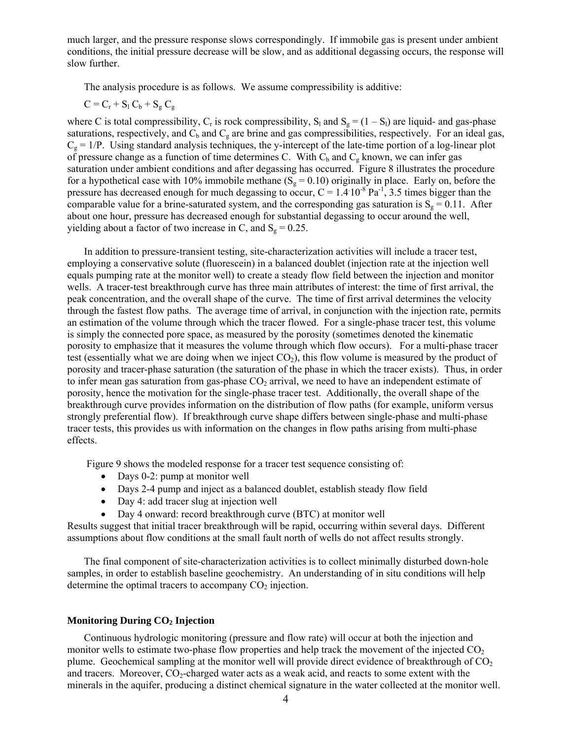much larger, and the pressure response slows correspondingly. If immobile gas is present under ambient conditions, the initial pressure decrease will be slow, and as additional degassing occurs, the response will slow further.

The analysis procedure is as follows. We assume compressibility is additive:

$$C = C_r + S_l C_b + S_g C_g$$

where C is total compressibility, $C_r$ is rock compressibility, $S_l$ and $S_g = (1 - S_l)$ are liquid- and gas-phase saturations, respectively, and $C_b$ and $C_g$ are brine and gas compressibilities, respectively. For an ideal gas, $C_g = 1/P$. Using standard analysis techniques, the y-intercept of the late-time portion of a log-linear plot of pressure change as a function of time determines C. With $C_b$ and $C_g$ known, we can infer gas saturation under ambient conditions and after degassing has occurred. Figure 8 illustrates the procedure for a hypothetical case with 10% immobile methane ($S_g = 0.10$) originally in place. Early on, before the pressure has decreased enough for much degassing to occur, $C = 1.4 \cdot 10^{-8}$ $Pa^{-1}$, 3.5 times bigger than the comparable value for a brine-saturated system, and the corresponding gas saturation is $S_g = 0.11$. After about one hour, pressure has decreased enough for substantial degassing to occur around the well, yielding about a factor of two increase in C, and $S_g = 0.25$.

In addition to pressure-transient testing, site-characterization activities will include a tracer test, employing a conservative solute (fluorescein) in a balanced doublet (injection rate at the injection well equals pumping rate at the monitor well) to create a steady flow field between the injection and monitor wells. A tracer-test breakthrough curve has three main attributes of interest: the time of first arrival, the peak concentration, and the overall shape of the curve. The time of first arrival determines the velocity through the fastest flow paths. The average time of arrival, in conjunction with the injection rate, permits an estimation of the volume through which the tracer flowed. For a single-phase tracer test, this volume is simply the connected pore space, as measured by the porosity (sometimes denoted the kinematic porosity to emphasize that it measures the volume through which flow occurs). For a multi-phase tracer test (essentially what we are doing when we inject $CO_2$), this flow volume is measured by the product of porosity and tracer-phase saturation (the saturation of the phase in which the tracer exists). Thus, in order to infer mean gas saturation from gas-phase $CO_2$ arrival, we need to have an independent estimate of porosity, hence the motivation for the single-phase tracer test. Additionally, the overall shape of the breakthrough curve provides information on the distribution of flow paths (for example, uniform versus strongly preferential flow). If breakthrough curve shape differs between single-phase and multi-phase tracer tests, this provides us with information on the changes in flow paths arising from multi-phase effects.

Figure 9 shows the modeled response for a tracer test sequence consisting of:

- Days 0-2: pump at monitor well
- Days 2-4 pump and inject as a balanced doublet, establish steady flow field
- Day 4: add tracer slug at injection well
- Day 4 onward: record breakthrough curve (BTC) at monitor well

Results suggest that initial tracer breakthrough will be rapid, occurring within several days. Different assumptions about flow conditions at the small fault north of wells do not affect results strongly.

The final component of site-characterization activities is to collect minimally disturbed down-hole samples, in order to establish baseline geochemistry. An understanding of in situ conditions will help determine the optimal tracers to accompany $CO_2$ injection.

## Monitoring During $CO_2$ Injection

Continuous hydrologic monitoring (pressure and flow rate) will occur at both the injection and monitor wells to estimate two-phase flow properties and help track the movement of the injected $CO_2$ plume. Geochemical sampling at the monitor well will provide direct evidence of breakthrough of $CO_2$ and tracers. Moreover, $CO_2$-charged water acts as a weak acid, and reacts to some extent with the minerals in the aquifer, producing a distinct chemical signature in the water collected at the monitor well.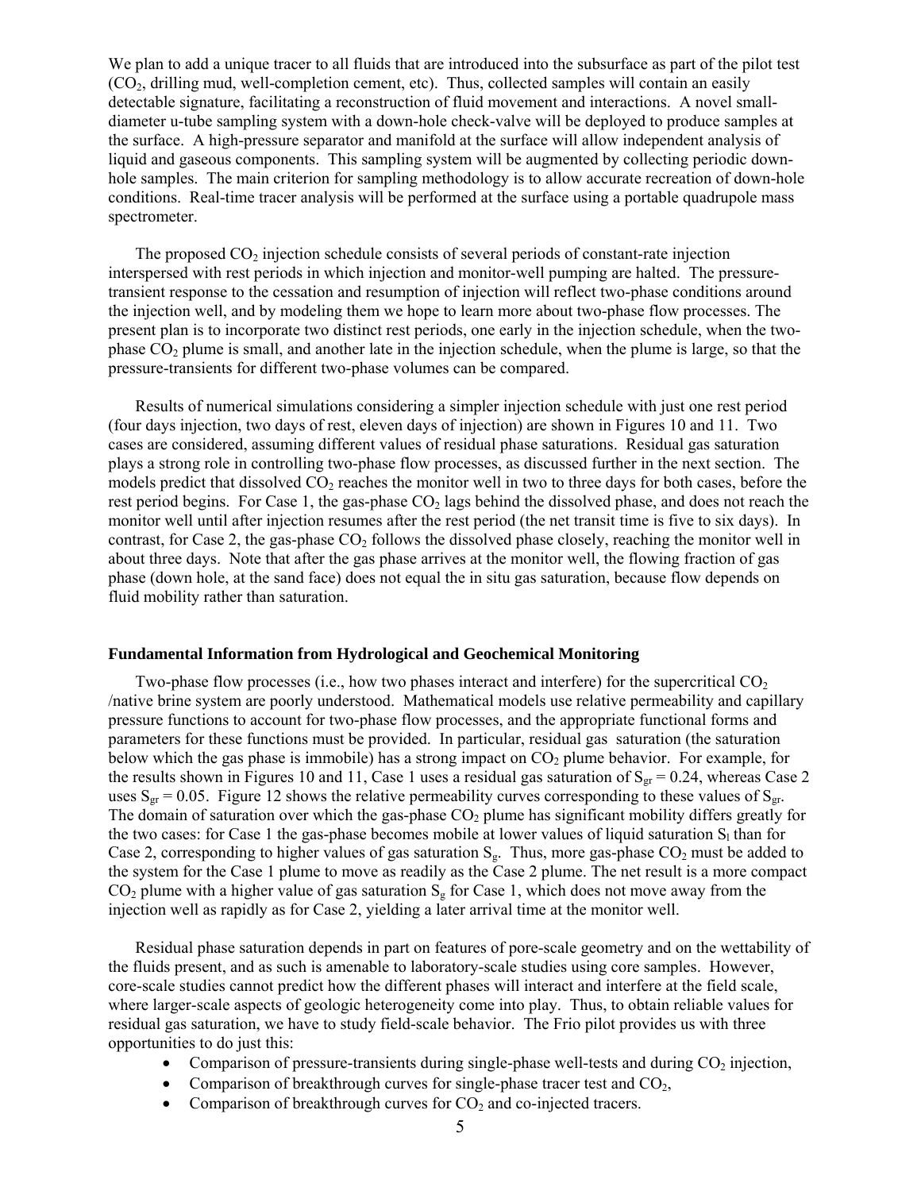We plan to add a unique tracer to all fluids that are introduced into the subsurface as part of the pilot test ($CO_2$, drilling mud, well-completion cement, etc). Thus, collected samples will contain an easily detectable signature, facilitating a reconstruction of fluid movement and interactions. A novel small-diameter u-tube sampling system with a down-hole check-valve will be deployed to produce samples at the surface. A high-pressure separator and manifold at the surface will allow independent analysis of liquid and gaseous components. This sampling system will be augmented by collecting periodic down-hole samples. The main criterion for sampling methodology is to allow accurate recreation of down-hole conditions. Real-time tracer analysis will be performed at the surface using a portable quadrupole mass spectrometer.

The proposed $CO_2$ injection schedule consists of several periods of constant-rate injection interspersed with rest periods in which injection and monitor-well pumping are halted. The pressure-transient response to the cessation and resumption of injection will reflect two-phase conditions around the injection well, and by modeling them we hope to learn more about two-phase flow processes. The present plan is to incorporate two distinct rest periods, one early in the injection schedule, when the two-phase $CO_2$ plume is small, and another late in the injection schedule, when the plume is large, so that the pressure-transients for different two-phase volumes can be compared.

Results of numerical simulations considering a simpler injection schedule with just one rest period (four days injection, two days of rest, eleven days of injection) are shown in Figures 10 and 11. Two cases are considered, assuming different values of residual phase saturations. Residual gas saturation plays a strong role in controlling two-phase flow processes, as discussed further in the next section. The models predict that dissolved $CO_2$ reaches the monitor well in two to three days for both cases, before the rest period begins. For Case 1, the gas-phase $CO_2$ lags behind the dissolved phase, and does not reach the monitor well until after injection resumes after the rest period (the net transit time is five to six days). In contrast, for Case 2, the gas-phase $CO_2$ follows the dissolved phase closely, reaching the monitor well in about three days. Note that after the gas phase arrives at the monitor well, the flowing fraction of gas phase (down hole, at the sand face) does not equal the in situ gas saturation, because flow depends on fluid mobility rather than saturation.

## Fundamental Information from Hydrological and Geochemical Monitoring

Two-phase flow processes (i.e., how two phases interact and interfere) for the supercritical $CO_2$ /native brine system are poorly understood. Mathematical models use relative permeability and capillary pressure functions to account for two-phase flow processes, and the appropriate functional forms and parameters for these functions must be provided. In particular, residual gas saturation (the saturation below which the gas phase is immobile) has a strong impact on $CO_2$ plume behavior. For example, for the results shown in Figures 10 and 11, Case 1 uses a residual gas saturation of $S_{gr} = 0.24$, whereas Case 2 uses $S_{gr} = 0.05$. Figure 12 shows the relative permeability curves corresponding to these values of $S_{gr}$. The domain of saturation over which the gas-phase $CO_2$ plume has significant mobility differs greatly for the two cases: for Case 1 the gas-phase becomes mobile at lower values of liquid saturation $S_l$ than for Case 2, corresponding to higher values of gas saturation $S_g$. Thus, more gas-phase $CO_2$ must be added to the system for the Case 1 plume to move as readily as the Case 2 plume. The net result is a more compact $CO_2$ plume with a higher value of gas saturation $S_g$ for Case 1, which does not move away from the injection well as rapidly as for Case 2, yielding a later arrival time at the monitor well.

Residual phase saturation depends in part on features of pore-scale geometry and on the wettability of the fluids present, and as such is amenable to laboratory-scale studies using core samples. However, core-scale studies cannot predict how the different phases will interact and interfere at the field scale, where larger-scale aspects of geologic heterogeneity come into play. Thus, to obtain reliable values for residual gas saturation, we have to study field-scale behavior. The Frio pilot provides us with three opportunities to do just this:

- Comparison of pressure-transients during single-phase well-tests and during $CO_2$ injection,
- Comparison of breakthrough curves for single-phase tracer test and $CO_2$,
- Comparison of breakthrough curves for $CO_2$ and co-injected tracers.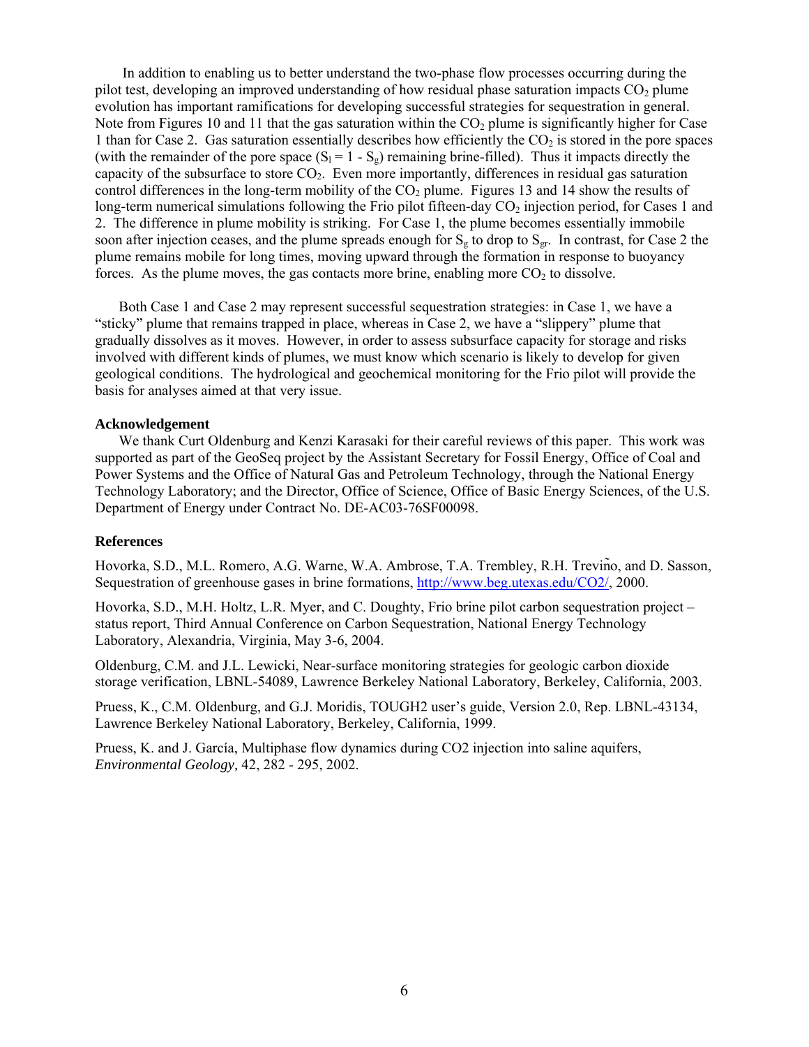In addition to enabling us to better understand the two-phase flow processes occurring during the pilot test, developing an improved understanding of how residual phase saturation impacts $CO_2$ plume evolution has important ramifications for developing successful strategies for sequestration in general. Note from Figures 10 and 11 that the gas saturation within the $CO_2$ plume is significantly higher for Case 1 than for Case 2. Gas saturation essentially describes how efficiently the $CO_2$ is stored in the pore spaces (with the remainder of the pore space ($S_l = 1 - S_g$) remaining brine-filled). Thus it impacts directly the capacity of the subsurface to store $CO_2$. Even more importantly, differences in residual gas saturation control differences in the long-term mobility of the $CO_2$ plume. Figures 13 and 14 show the results of long-term numerical simulations following the Frio pilot fifteen-day $CO_2$ injection period, for Cases 1 and 2. The difference in plume mobility is striking. For Case 1, the plume becomes essentially immobile soon after injection ceases, and the plume spreads enough for $S_g$ to drop to $S_{gr}$. In contrast, for Case 2 the plume remains mobile for long times, moving upward through the formation in response to buoyancy forces. As the plume moves, the gas contacts more brine, enabling more $CO_2$ to dissolve.

Both Case 1 and Case 2 may represent successful sequestration strategies: in Case 1, we have a "sticky" plume that remains trapped in place, whereas in Case 2, we have a "slippery" plume that gradually dissolves as it moves. However, in order to assess subsurface capacity for storage and risks involved with different kinds of plumes, we must know which scenario is likely to develop for given geological conditions. The hydrological and geochemical monitoring for the Frio pilot will provide the basis for analyses aimed at that very issue.

**Acknowledgement**

We thank Curt Oldenburg and Kenzi Karasaki for their careful reviews of this paper. This work was supported as part of the GeoSeq project by the Assistant Secretary for Fossil Energy, Office of Coal and Power Systems and the Office of Natural Gas and Petroleum Technology, through the National Energy Technology Laboratory; and the Director, Office of Science, Office of Basic Energy Sciences, of the U.S. Department of Energy under Contract No. DE-AC03-76SF00098.

**References**

Hovorka, S.D., M.L. Romero, A.G. Warne, W.A. Ambrose, T.A. Trembley, R.H. Treviño, and D. Sasson, Sequestration of greenhouse gases in brine formations, http://www.beg.utexas.edu/CO2/, 2000.

Hovorka, S.D., M.H. Holtz, L.R. Myer, and C. Doughty, Frio brine pilot carbon sequestration project – status report, Third Annual Conference on Carbon Sequestration, National Energy Technology Laboratory, Alexandria, Virginia, May 3-6, 2004.

Oldenburg, C.M. and J.L. Lewicki, Near-surface monitoring strategies for geologic carbon dioxide storage verification, LBNL-54089, Lawrence Berkeley National Laboratory, Berkeley, California, 2003.

Pruess, K., C.M. Oldenburg, and G.J. Moridis, TOUGH2 user's guide, Version 2.0, Rep. LBNL-43134, Lawrence Berkeley National Laboratory, Berkeley, California, 1999.

Pruess, K. and J. García, Multiphase flow dynamics during CO2 injection into saline aquifers, *Environmental Geology,* 42, 282 - 295, 2002.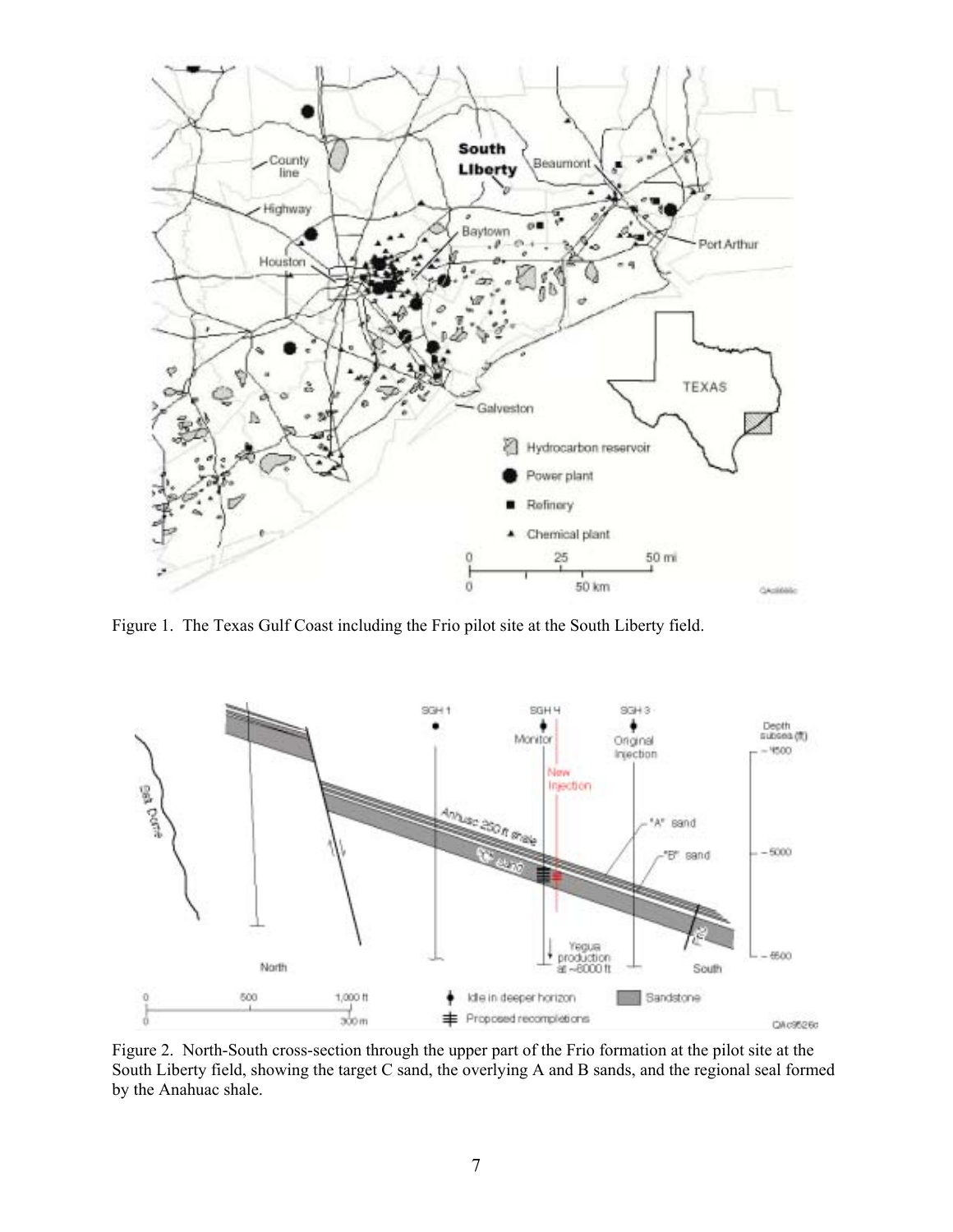South Liberty

County line

Highway

Houston

Baytown

Beaumont

Port Arthur

Galveston

TEXAS

Hydrocarbon reservoir

Power plant

Refinery

Chemical plant

0 25 50 mi

0 50 km

QAc6666c

Figure 1. The Texas Gulf Coast including the Frio pilot site at the South Liberty field.

SGH 1

SGH 4

Monitor

SGH 3

Original Injection

New Injection

Depth subsea (ft)

– 4500

– 5000

– 5500

Salt Dome

Anahuac 250 ft shale

"C" sand

"A" sand

"B" sand

Yegua production at ~8000 ft

North

South

0 500 1,000 ft

0 300 m

Idle in deeper horizon

Proposed recompletions

Sandstone

QAc9526c

Figure 2. North-South cross-section through the upper part of the Frio formation at the pilot site at the South Liberty field, showing the target C sand, the overlying A and B sands, and the regional seal formed by the Anahuac shale.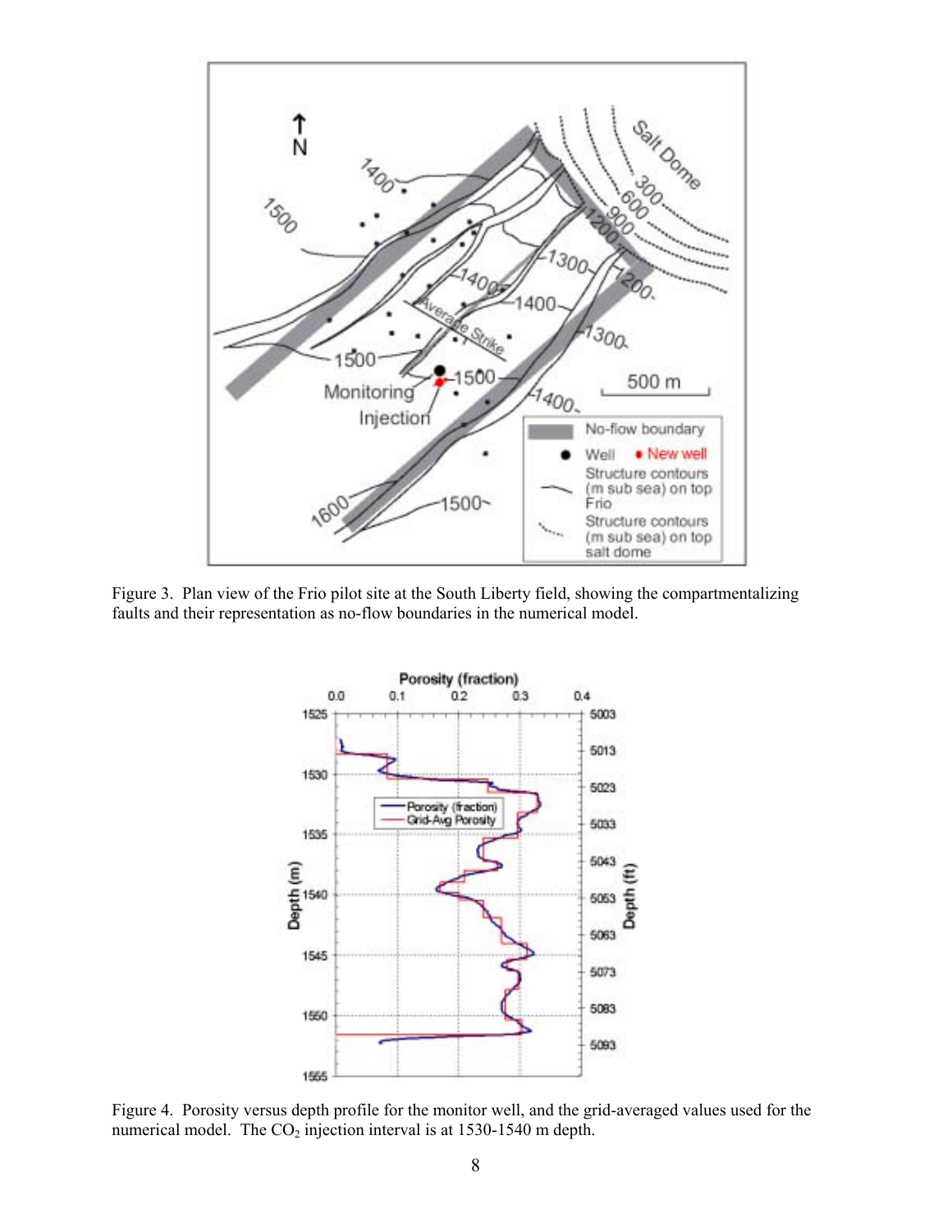Figure 3. Plan view of the Frio pilot site at the South Liberty field, showing the compartmentalizing faults and their representation as no-flow boundaries in the numerical model.

Figure 4. Porosity versus depth profile for the monitor well, and the grid-averaged values used for the numerical model. The $CO_2$ injection interval is at 1530-1540 m depth.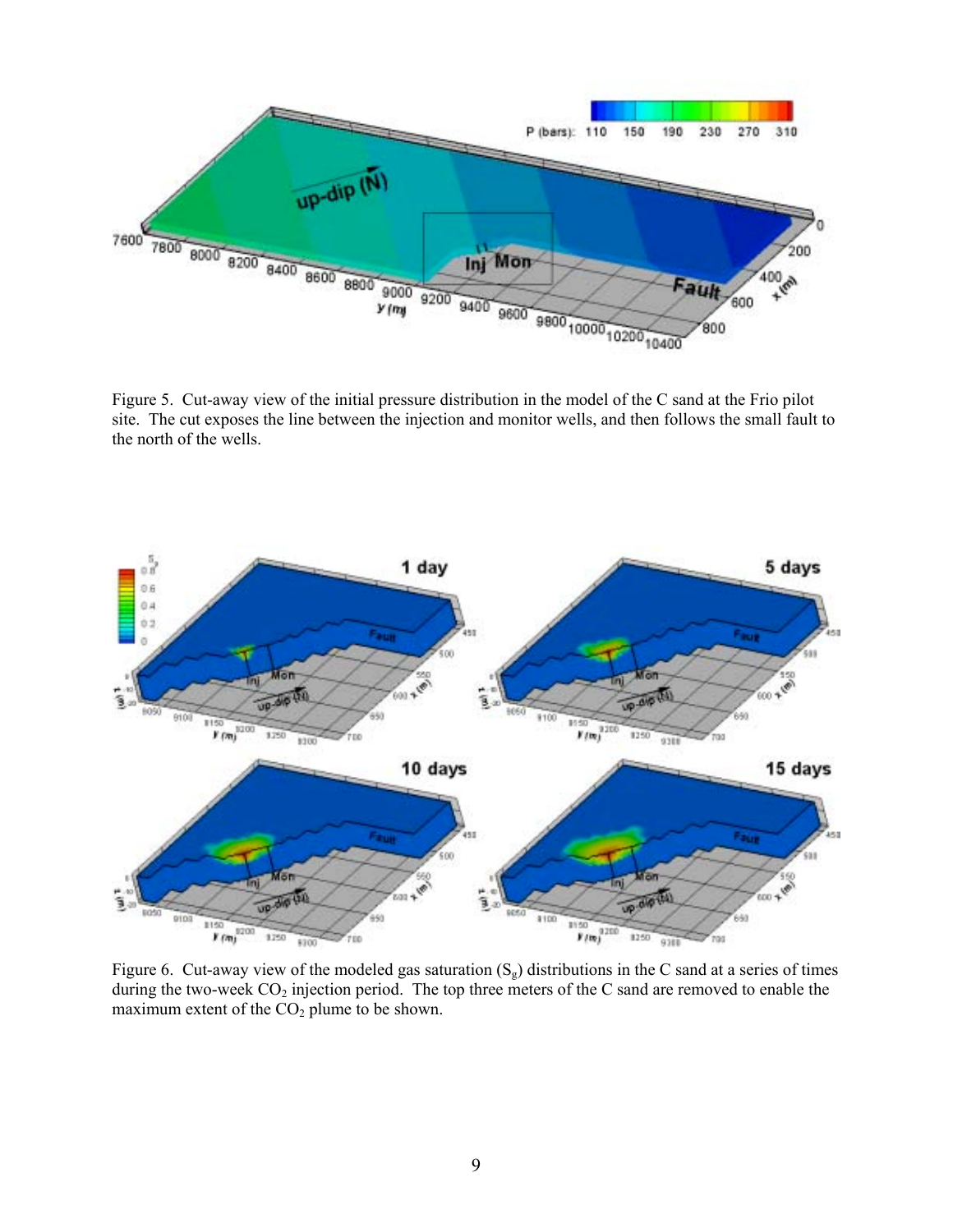P (bars): 110 150 190 230 270 310

up-dip (N)

Inj Mon

Fault

7600 7800 8000 8200 8400 8600 8800 9000 9200 9400 9600 9800 10000 10200 10400

y (m)

0 200 400 600 800

x (m)

Figure 5. Cut-away view of the initial pressure distribution in the model of the C sand at the Frio pilot site. The cut exposes the line between the injection and monitor wells, and then follows the small fault to the north of the wells.

$S_g$

0.8 0.6 0.4 0.2 0

1 day

5 days

10 days

15 days

Fault

Inj Mon

up-dip (N)

z (m)

y (m)

x (m)

Figure 6. Cut-away view of the modeled gas saturation ($S_g$) distributions in the C sand at a series of times during the two-week $CO_2$ injection period. The top three meters of the C sand are removed to enable the maximum extent of the $CO_2$ plume to be shown.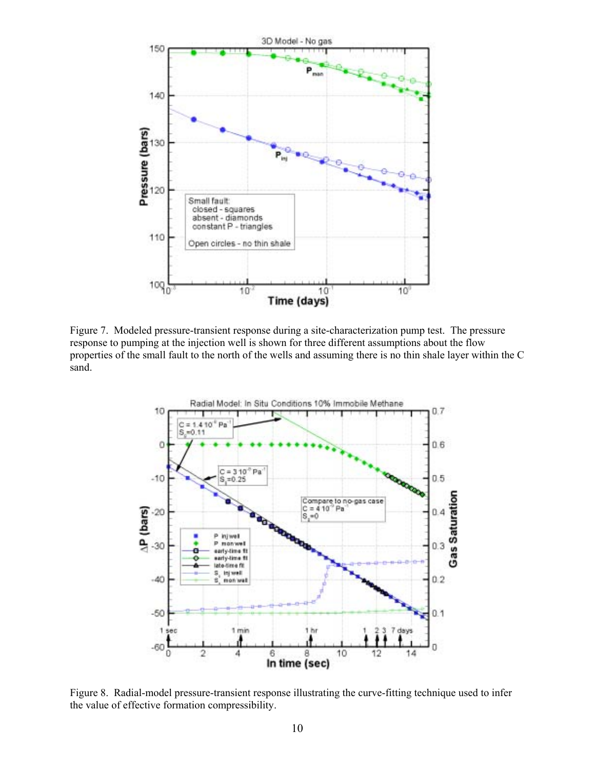3D Model - No gas

Pressure (bars)

Time (days)

$P_{mon}$

$P_{inj}$

Small fault:
closed - squares
absent - diamonds
constant P - triangles

Open circles - no thin shale

Figure 7. Modeled pressure-transient response during a site-characterization pump test. The pressure response to pumping at the injection well is shown for three different assumptions about the flow properties of the small fault to the north of the wells and assuming there is no thin shale layer within the C sand.

Radial Model: In Situ Conditions 10% Immobile Methane

$C = 1.4\,10^{-8}$ Pa$^{-1}$
$S_g$=0.11

$C = 3\,10^{-8}$ Pa$^{-1}$
$S_g$=0.25

Compare to no-gas case
$C = 4\,10^{-9}$ Pa$^{-1}$
$S_g$=0

P inj well
P mon well
early-time fit
early-time fit
late-time fit
$S_g$ inj well
$S_g$ mon well

ΔP (bars)

Gas Saturation

ln time (sec)

1 sec

1 min

1 hr

1 2 3 7 days

Figure 8. Radial-model pressure-transient response illustrating the curve-fitting technique used to infer the value of effective formation compressibility.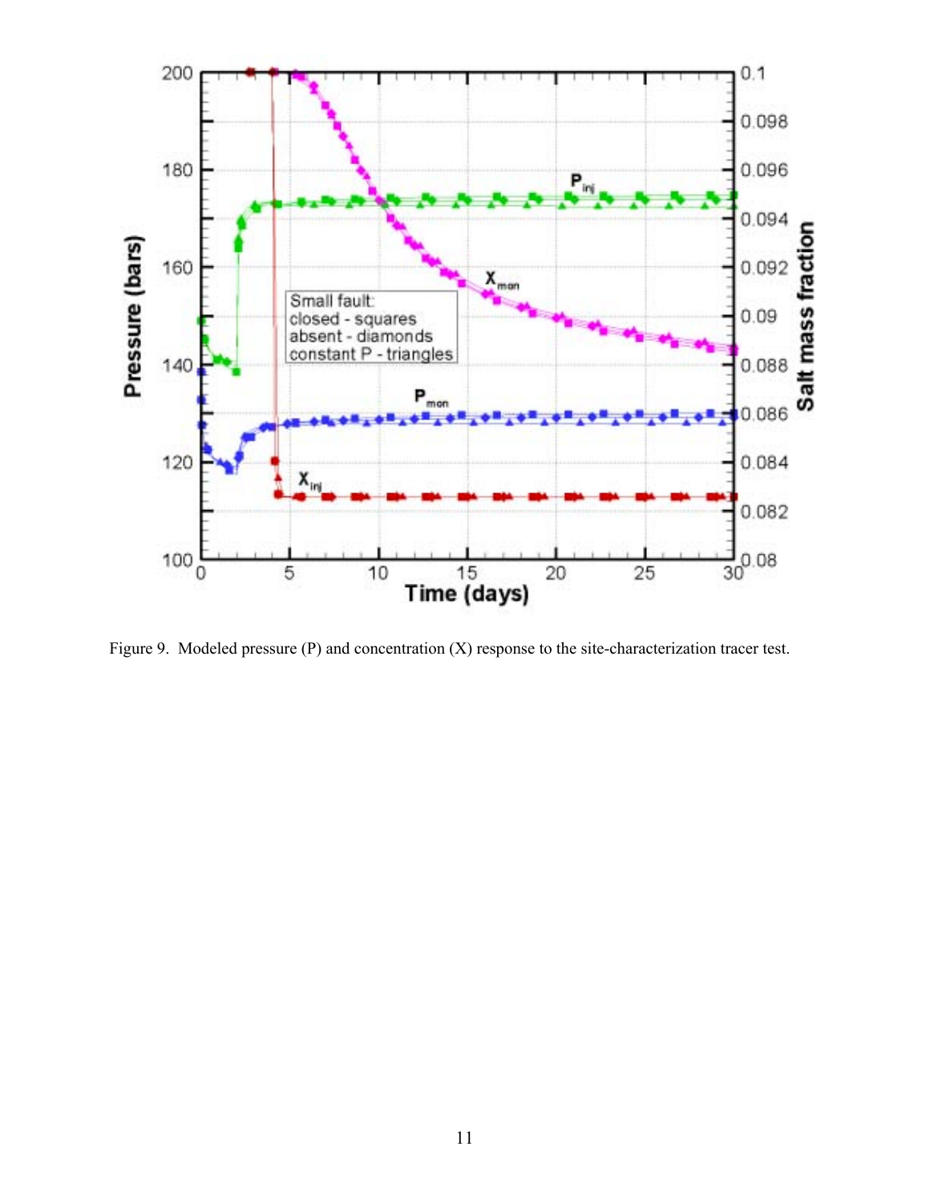Pressure (bars)

Salt mass fraction

200
180
160
140
120
100

0.1
0.098
0.096
0.094
0.092
0.09
0.088
0.086
0.084
0.082
0.08

0
5
10
15
20
25
30

Time (days)

$P_{inj}$

$X_{mon}$

$P_{mon}$

$X_{inj}$

Small fault:
closed - squares
absent - diamonds
constant P - triangles

Figure 9. Modeled pressure (P) and concentration (X) response to the site-characterization tracer test.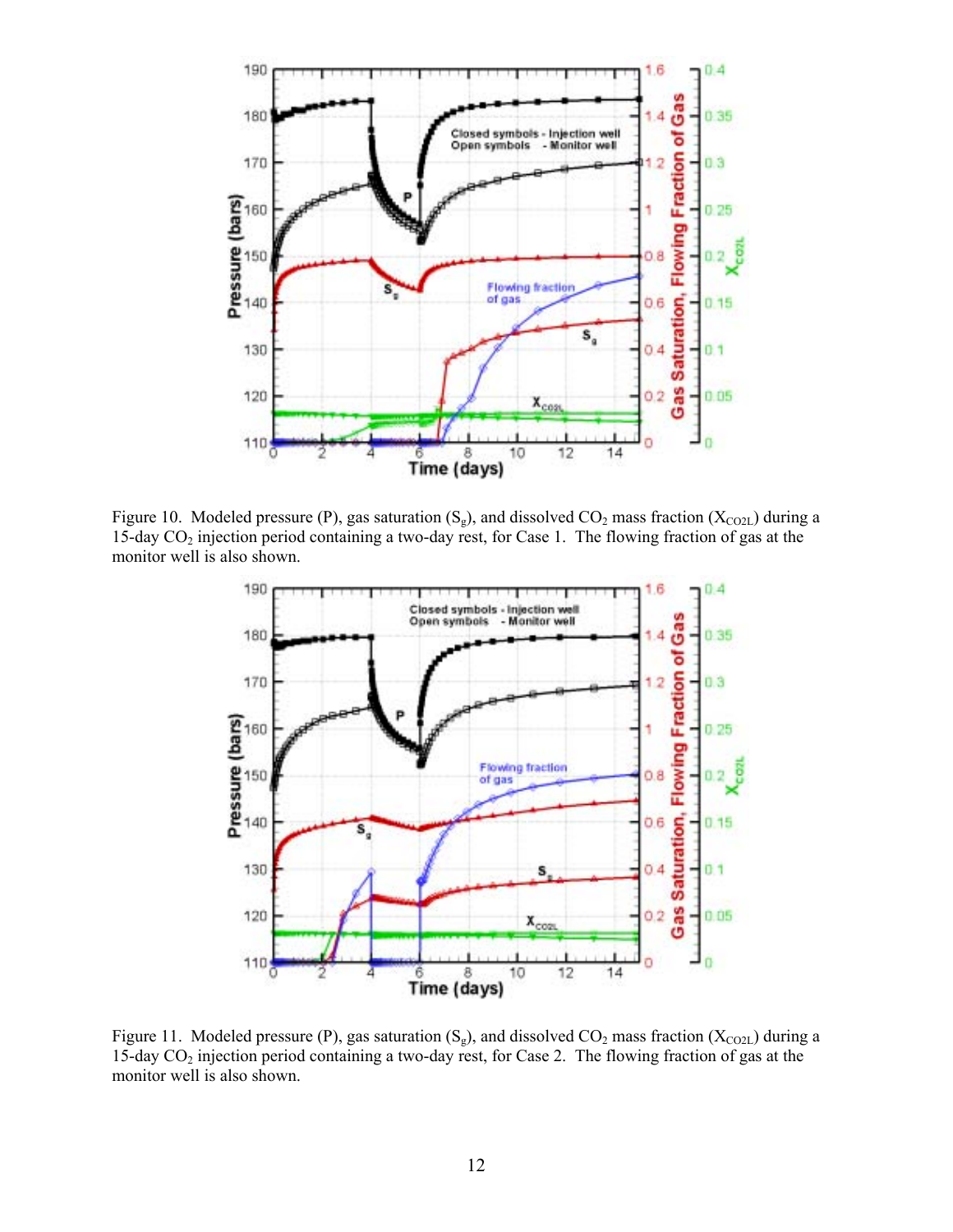190
180
170
160
150
140
130
120
110
Pressure (bars)
1.6
1.4
1.2
1
0.8
0.6
0.4
0.2
0
Gas Saturation, Flowing Fraction of Gas
0.4
0.35
0.3
0.25
0.2
0.15
0.1
0.05
0
$X_{CO2L}$
0 2 4 6 8 10 12 14
Time (days)
Closed symbols - Injection well
Open symbols - Monitor well
P
$S_g$
Flowing fraction of gas
$S_g$
$X_{CO2L}$

Figure 10. Modeled pressure (P), gas saturation ($S_g$), and dissolved $CO_2$ mass fraction ($X_{CO2L}$) during a 15-day $CO_2$ injection period containing a two-day rest, for Case 1. The flowing fraction of gas at the monitor well is also shown.

190
180
170
160
150
140
130
120
110
Pressure (bars)
1.6
1.4
1.2
1
0.8
0.6
0.4
0.2
0
Gas Saturation, Flowing Fraction of Gas
0.4
0.35
0.3
0.25
0.2
0.15
0.1
0.05
0
$X_{CO2L}$
0 2 4 6 8 10 12 14
Time (days)
Closed symbols - Injection well
Open symbols - Monitor well
P
Flowing fraction of gas
$S_g$
$S_g$
$X_{CO2L}$

Figure 11. Modeled pressure (P), gas saturation ($S_g$), and dissolved $CO_2$ mass fraction ($X_{CO2L}$) during a 15-day $CO_2$ injection period containing a two-day rest, for Case 2. The flowing fraction of gas at the monitor well is also shown.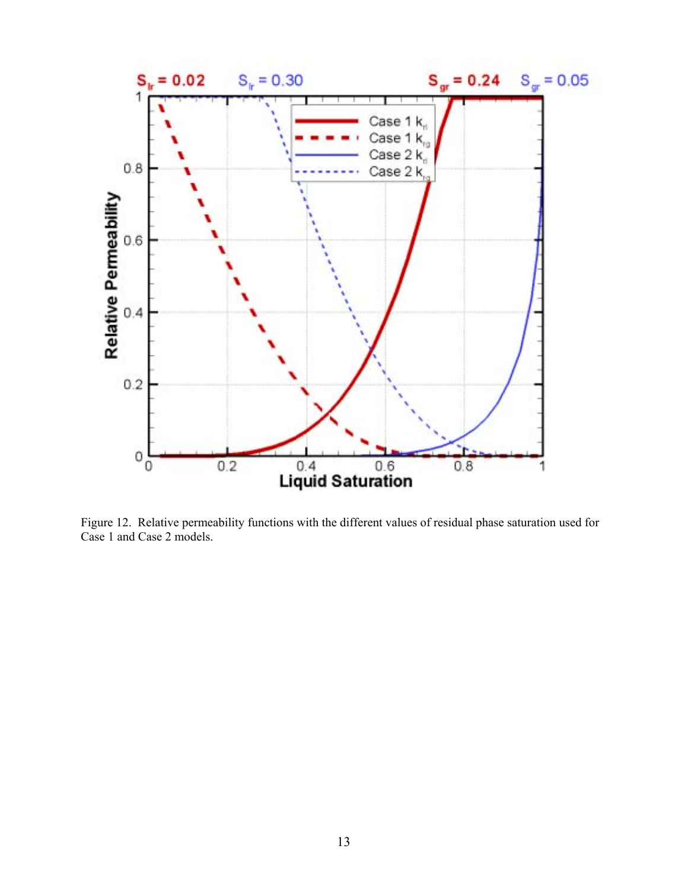$S_{lr} = 0.02$ $S_{lr} = 0.30$ $S_{gr} = 0.24$ $S_{gr} = 0.05$

Case 1 $k_{rl}$
Case 1 $k_{rg}$
Case 2 $k_{rl}$
Case 2 $k_{rg}$

Relative Permeability

0
0.2
0.4
0.6
0.8
1

0
0.2
0.4
0.6
0.8
1

Liquid Saturation

Figure 12. Relative permeability functions with the different values of residual phase saturation used for Case 1 and Case 2 models.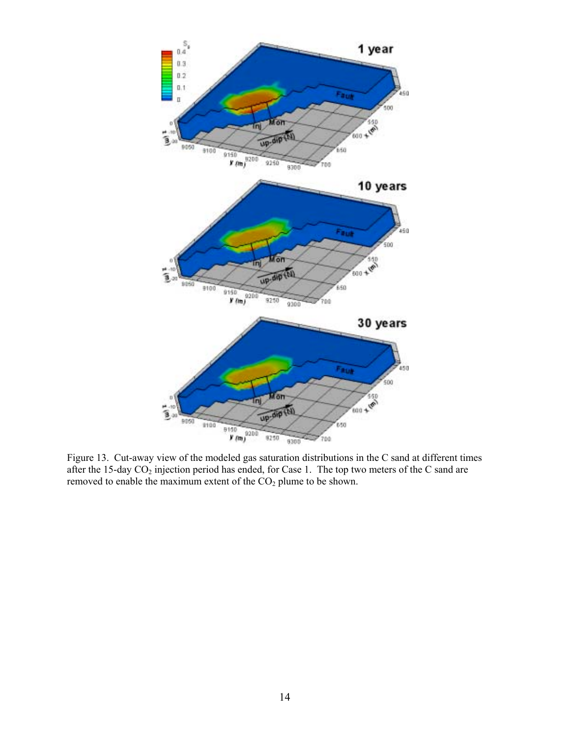$S_g$
0.4
0.3
0.2
0.1
0

1 year

Fault

Inj
Mon
up-dip (N)

z (m)
0
-10
-20

y (m)
9050
9100
9150
9200
9250
9300

x (m)
450
500
550
600
650
700

10 years

Fault

Inj
Mon
up-dip (N)

z (m)
0
-10
-20

y (m)
9050
9100
9150
9200
9250
9300

x (m)
450
500
550
600
650
700

30 years

Fault

Inj
Mon
up-dip (N)

z (m)
0
-10
-20

y (m)
9050
9100
9150
9200
9250
9300

x (m)
450
500
550
600
650
700

Figure 13. Cut-away view of the modeled gas saturation distributions in the C sand at different times after the 15-day $CO_2$ injection period has ended, for Case 1. The top two meters of the C sand are removed to enable the maximum extent of the $CO_2$ plume to be shown.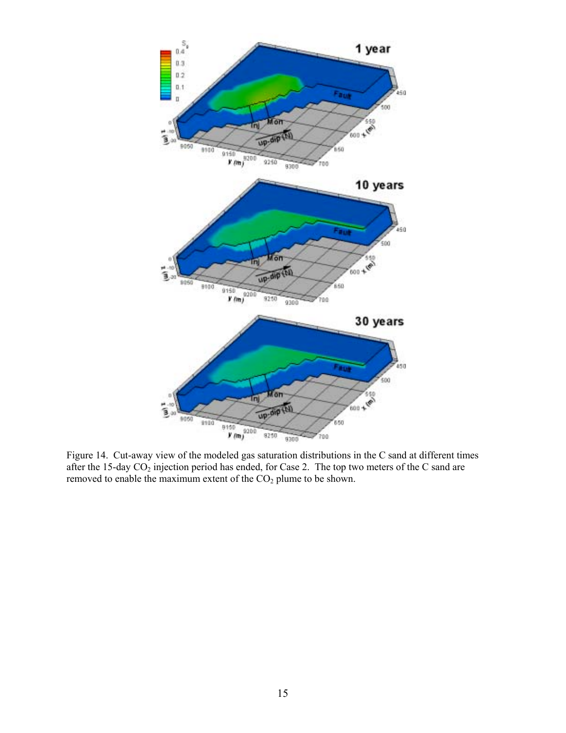$S_g$
0.4
0.3
0.2
0.1
0

1 year

Fault

Inj

Mon

up-dip (N)

z (m)

0
-10
-20

9050
9100
9150
9200
9250
9300

y (m)

450
500
550
600
650
700

x (m)

10 years

Fault

Inj

Mon

up-dip (N)

z (m)

0
-10
-20

9050
9100
9150
9200
9250
9300

y (m)

450
500
550
600
650
700

x (m)

30 years

Fault

Inj

Mon

up-dip (N)

z (m)

0
-10
-20

9050
9100
9150
9200
9250
9300

y (m)

450
500
550
600
650
700

x (m)

Figure 14. Cut-away view of the modeled gas saturation distributions in the C sand at different times after the 15-day $CO_2$ injection period has ended, for Case 2. The top two meters of the C sand are removed to enable the maximum extent of the $CO_2$ plume to be shown.